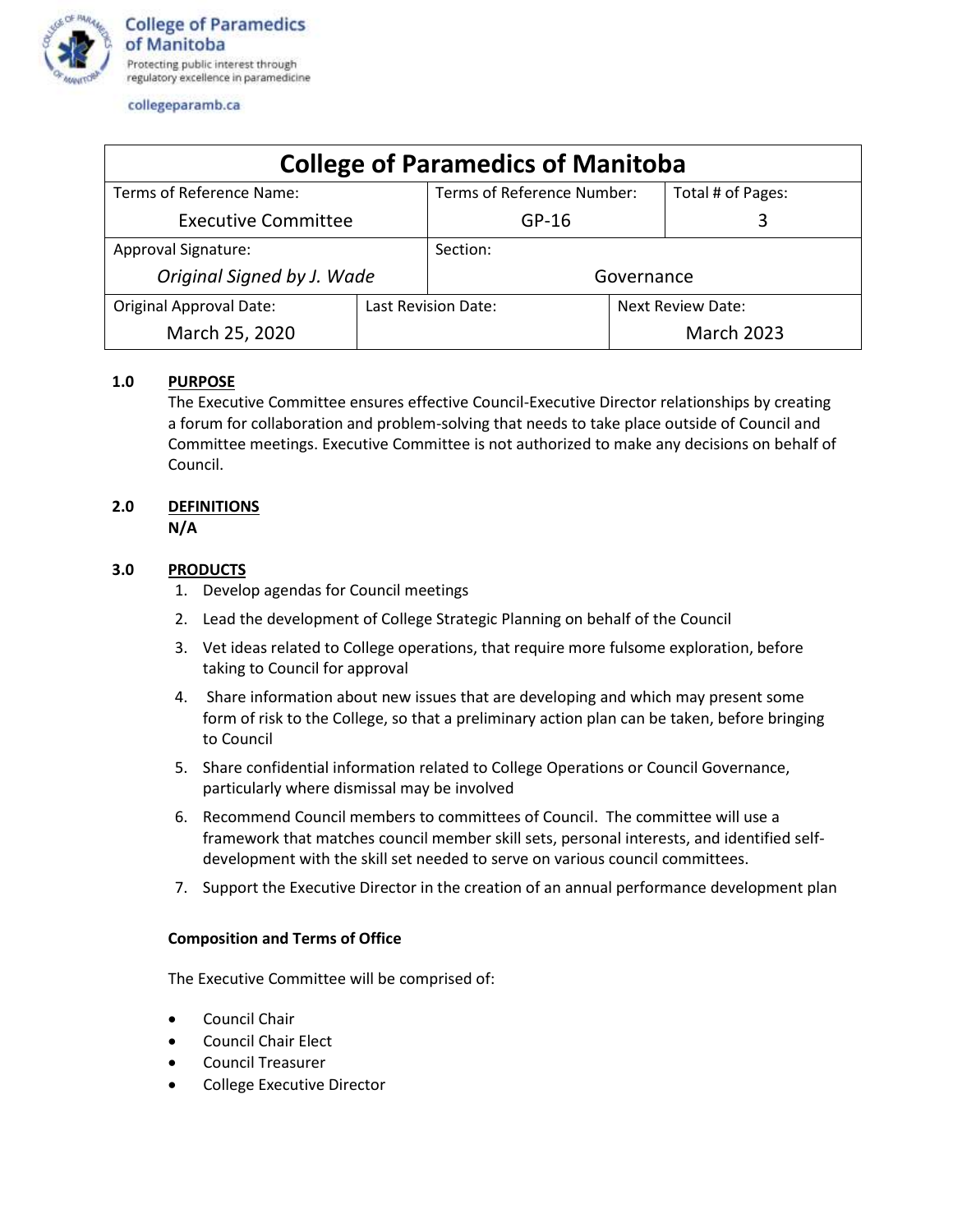**College of Paramedics of Manitoba**
Protecting public interest through regulatory excellence in paramedicine

collegeparamb.ca

| College of Paramedics of Manitoba | | |
|---|---|---|
| Terms of Reference Name: Executive Committee | Terms of Reference Number: GP-16 | Total # of Pages: 3 |
| Approval Signature: *Original Signed by J. Wade* | Section: Governance | |
| Original Approval Date: March 25, 2020 | Last Revision Date: | Next Review Date: March 2023 |

**1.0 PURPOSE**

The Executive Committee ensures effective Council-Executive Director relationships by creating a forum for collaboration and problem-solving that needs to take place outside of Council and Committee meetings. Executive Committee is not authorized to make any decisions on behalf of Council.

**2.0 DEFINITIONS**

**N/A**

**3.0 PRODUCTS**

1. Develop agendas for Council meetings
2. Lead the development of College Strategic Planning on behalf of the Council
3. Vet ideas related to College operations, that require more fulsome exploration, before taking to Council for approval
4. Share information about new issues that are developing and which may present some form of risk to the College, so that a preliminary action plan can be taken, before bringing to Council
5. Share confidential information related to College Operations or Council Governance, particularly where dismissal may be involved
6. Recommend Council members to committees of Council. The committee will use a framework that matches council member skill sets, personal interests, and identified self-development with the skill set needed to serve on various council committees.
7. Support the Executive Director in the creation of an annual performance development plan

**Composition and Terms of Office**

The Executive Committee will be comprised of:

- Council Chair
- Council Chair Elect
- Council Treasurer
- College Executive Director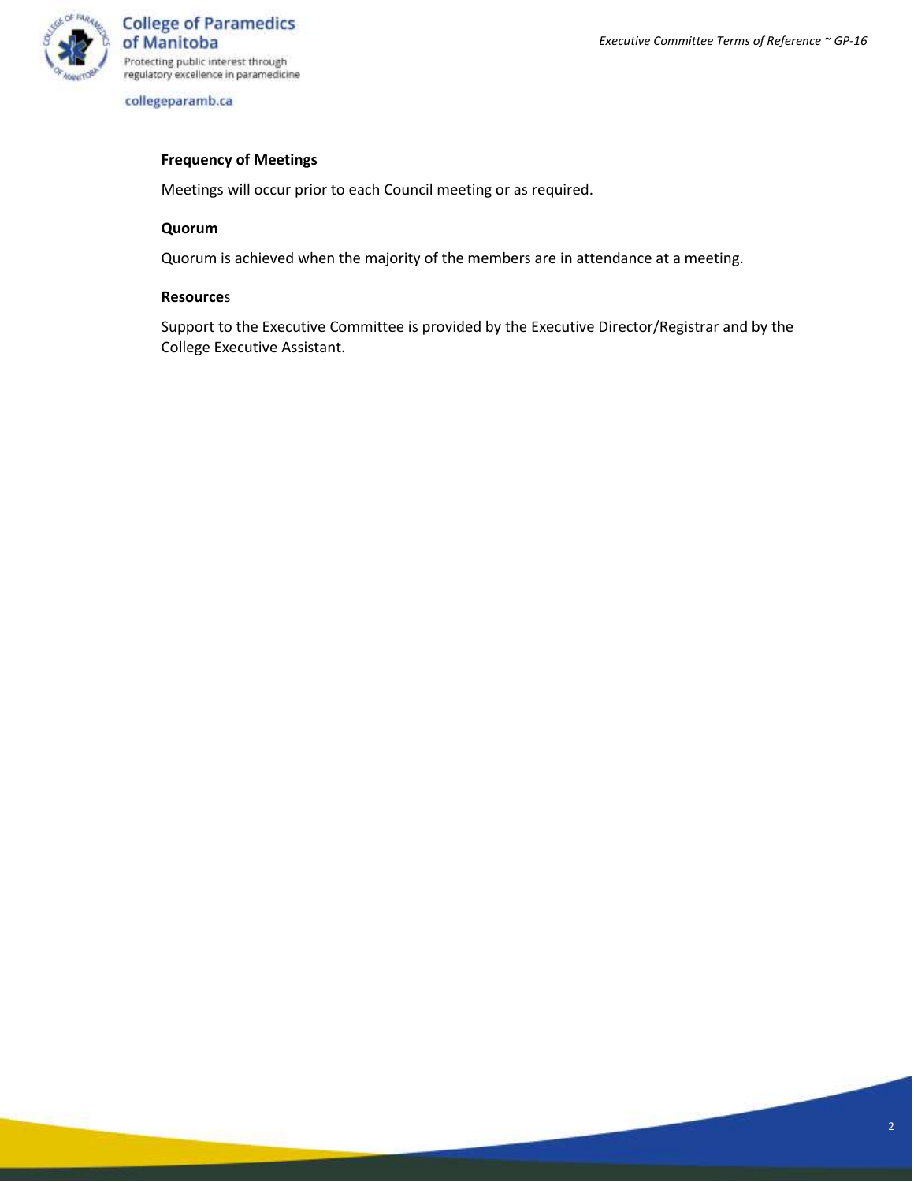**Frequency of Meetings**

Meetings will occur prior to each Council meeting or as required.

**Quorum**

Quorum is achieved when the majority of the members are in attendance at a meeting.

**Resources**

Support to the Executive Committee is provided by the Executive Director/Registrar and by the College Executive Assistant.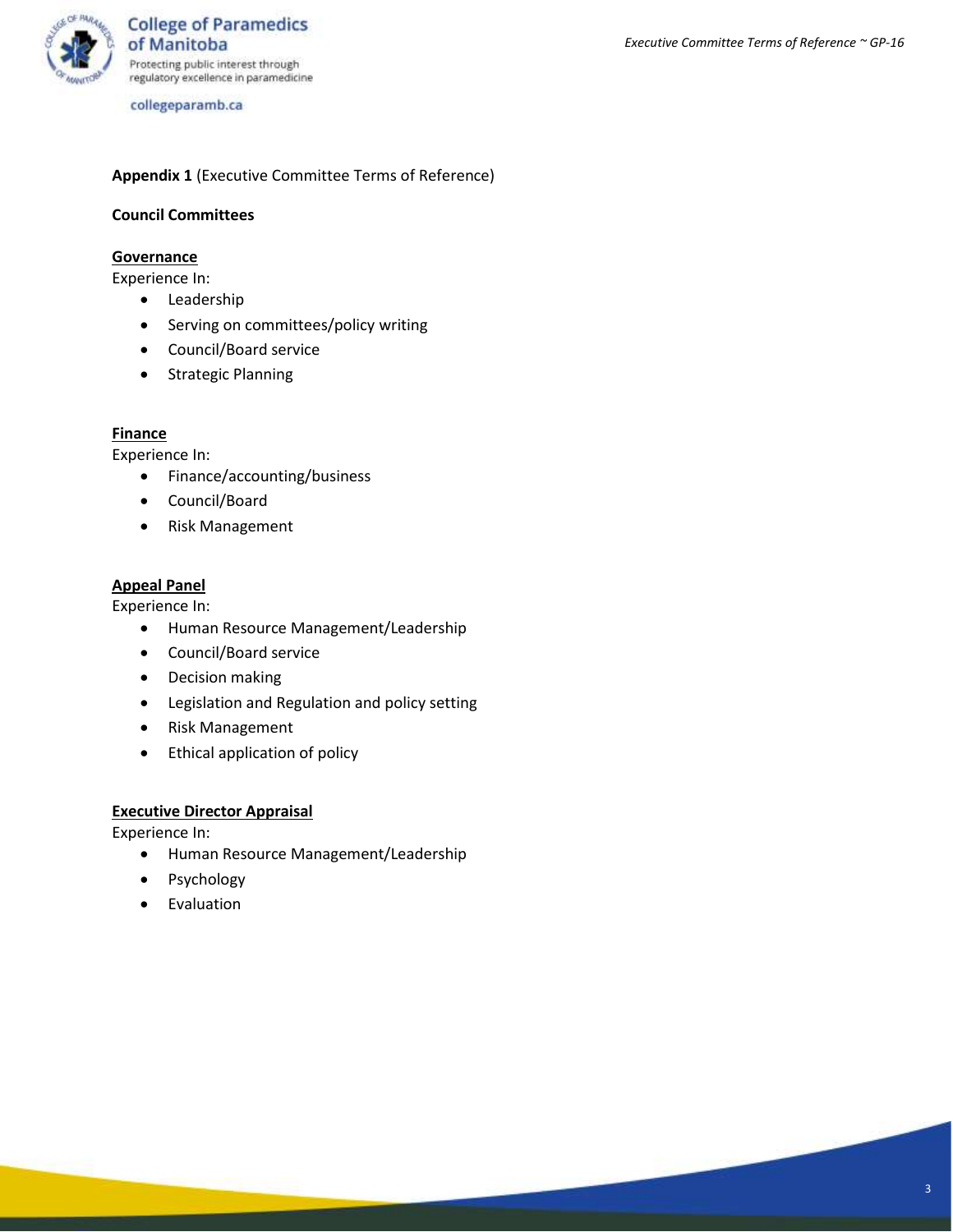**Appendix 1** (Executive Committee Terms of Reference)

**Council Committees**

**<u>Governance</u>**

Experience In:

- Leadership
- Serving on committees/policy writing
- Council/Board service
- Strategic Planning

**<u>Finance</u>**

Experience In:

- Finance/accounting/business
- Council/Board
- Risk Management

**<u>Appeal Panel</u>**

Experience In:

- Human Resource Management/Leadership
- Council/Board service
- Decision making
- Legislation and Regulation and policy setting
- Risk Management
- Ethical application of policy

**<u>Executive Director Appraisal</u>**

Experience In:

- Human Resource Management/Leadership
- Psychology
- Evaluation